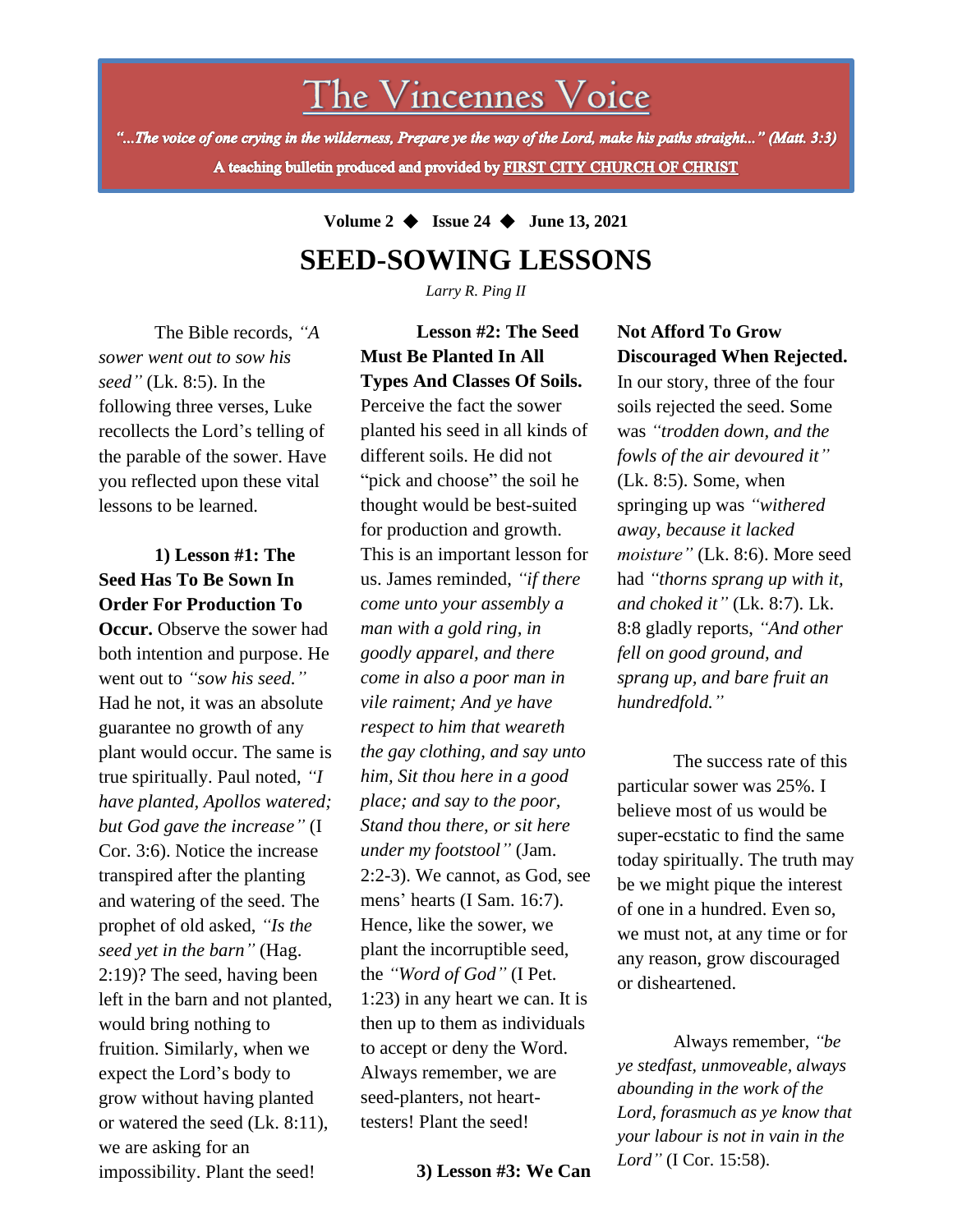# The Vincennes Voice

*"...The voice of one crying in the wilderness, Prepare ye the way of the Lord, make his paths straight..." (Matt. 3:3)*

**A teaching bulletin produced and provided by FIRST CITY CHURCH OF CHRIST**

**Volume 2 ◆ Issue 24 ◆ June 13, 2021**

## SEED-SOWING LESSONS

*Larry R. Ping II*

The Bible records, *"A sower went out to sow his seed"* (Lk. 8:5). In the following three verses, Luke recollects the Lord's telling of the parable of the sower. Have you reflected upon these vital lessons to be learned.

**1) Lesson #1: The Seed Has To Be Sown In Order For Production To Occur.** Observe the sower had both intention and purpose. He went out to *"sow his seed."* Had he not, it was an absolute guarantee no growth of any plant would occur. The same is true spiritually. Paul noted, *"I have planted, Apollos watered; but God gave the increase"* (I Cor. 3:6). Notice the increase transpired after the planting and watering of the seed. The prophet of old asked, *"Is the seed yet in the barn"* (Hag. 2:19)? The seed, having been left in the barn and not planted, would bring nothing to fruition. Similarly, when we expect the Lord's body to grow without having planted or watered the seed (Lk. 8:11), we are asking for an impossibility. Plant the seed!

**Lesson #2: The Seed Must Be Planted In All Types And Classes Of Soils.** Perceive the fact the sower planted his seed in all kinds of different soils. He did not "pick and choose" the soil he thought would be best-suited for production and growth. This is an important lesson for us. James reminded, *"if there come unto your assembly a man with a gold ring, in goodly apparel, and there come in also a poor man in vile raiment; And ye have respect to him that weareth the gay clothing, and say unto him, Sit thou here in a good place; and say to the poor, Stand thou there, or sit here under my footstool"* (Jam. 2:2-3). We cannot, as God, see mens' hearts (I Sam. 16:7). Hence, like the sower, we plant the incorruptible seed, the *"Word of God"* (I Pet. 1:23) in any heart we can. It is then up to them as individuals to accept or deny the Word. Always remember, we are seed-planters, not heart-testers! Plant the seed!

**3) Lesson #3: We Can Not Afford To Grow Discouraged When Rejected.** In our story, three of the four soils rejected the seed. Some was *"trodden down, and the fowls of the air devoured it"* (Lk. 8:5). Some, when springing up was *"withered away, because it lacked moisture"* (Lk. 8:6). More seed had *"thorns sprang up with it, and choked it"* (Lk. 8:7). Lk. 8:8 gladly reports, *"And other fell on good ground, and sprang up, and bare fruit an hundredfold."*

The success rate of this particular sower was 25%. I believe most of us would be super-ecstatic to find the same today spiritually. The truth may be we might pique the interest of one in a hundred. Even so, we must not, at any time or for any reason, grow discouraged or disheartened.

Always remember, *"be ye stedfast, unmoveable, always abounding in the work of the Lord, forasmuch as ye know that your labour is not in vain in the Lord"* (I Cor. 15:58).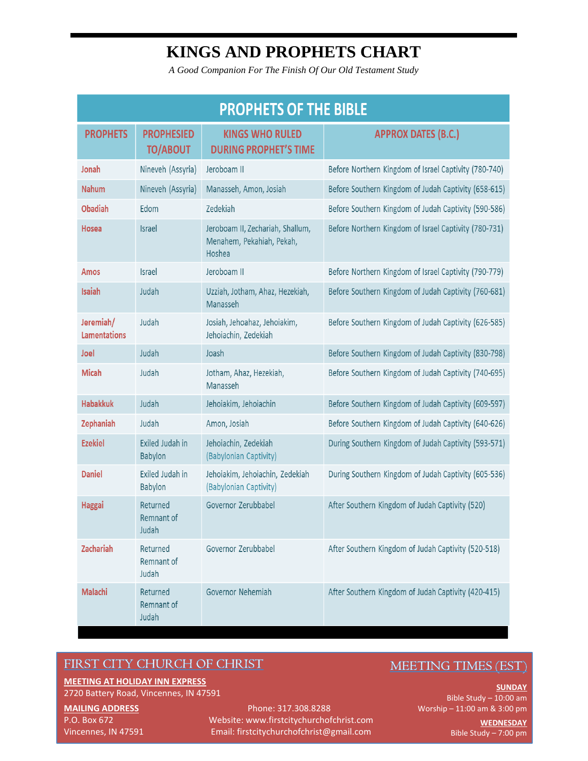# KINGS AND PROPHETS CHART

*A Good Companion For The Finish Of Our Old Testament Study*

## PROPHETS OF THE BIBLE

| PROPHETS | PROPHESIED TO/ABOUT | KINGS WHO RULED DURING PROPHET'S TIME | APPROX DATES (B.C.) |
|---|---|---|---|
| Jonah | Nineveh (Assyria) | Jeroboam II | Before Northern Kingdom of Israel Captivity (780-740) |
| Nahum | Nineveh (Assyria) | Manasseh, Amon, Josiah | Before Southern Kingdom of Judah Captivity (658-615) |
| Obadiah | Edom | Zedekiah | Before Southern Kingdom of Judah Captivity (590-586) |
| Hosea | Israel | Jeroboam II, Zechariah, Shallum, Menahem, Pekahiah, Pekah, Hoshea | Before Northern Kingdom of Israel Captivity (780-731) |
| Amos | Israel | Jeroboam II | Before Northern Kingdom of Israel Captivity (790-779) |
| Isaiah | Judah | Uzziah, Jotham, Ahaz, Hezekiah, Manasseh | Before Southern Kingdom of Judah Captivity (760-681) |
| Jeremiah/ Lamentations | Judah | Josiah, Jehoahaz, Jehoiakim, Jehoiachin, Zedekiah | Before Southern Kingdom of Judah Captivity (626-585) |
| Joel | Judah | Joash | Before Southern Kingdom of Judah Captivity (830-798) |
| Micah | Judah | Jotham, Ahaz, Hezekiah, Manasseh | Before Southern Kingdom of Judah Captivity (740-695) |
| Habakkuk | Judah | Jehoiakim, Jehoiachin | Before Southern Kingdom of Judah Captivity (609-597) |
| Zephaniah | Judah | Amon, Josiah | Before Southern Kingdom of Judah Captivity (640-626) |
| Ezekiel | Exiled Judah in Babylon | Jehoiachin, Zedekiah (Babylonian Captivity) | During Southern Kingdom of Judah Captivity (593-571) |
| Daniel | Exiled Judah in Babylon | Jehoiakim, Jehoiachin, Zedekiah (Babylonian Captivity) | During Southern Kingdom of Judah Captivity (605-536) |
| Haggai | Returned Remnant of Judah | Governor Zerubbabel | After Southern Kingdom of Judah Captivity (520) |
| Zachariah | Returned Remnant of Judah | Governor Zerubbabel | After Southern Kingdom of Judah Captivity (520-518) |
| Malachi | Returned Remnant of Judah | Governor Nehemiah | After Southern Kingdom of Judah Captivity (420-415) |

FIRST CITY CHURCH OF CHRIST

**MEETING AT HOLIDAY INN EXPRESS**
2720 Battery Road, Vincennes, IN 47591

**MAILING ADDRESS**
P.O. Box 672
Vincennes, IN 47591

Phone: 317.308.8288
Website: www.firstcitychurchofchrist.com
Email: firstcitychurchofchrist@gmail.com

MEETING TIMES (EST)

**SUNDAY**
Bible Study – 10:00 am
Worship – 11:00 am & 3:00 pm

**WEDNESDAY**
Bible Study – 7:00 pm